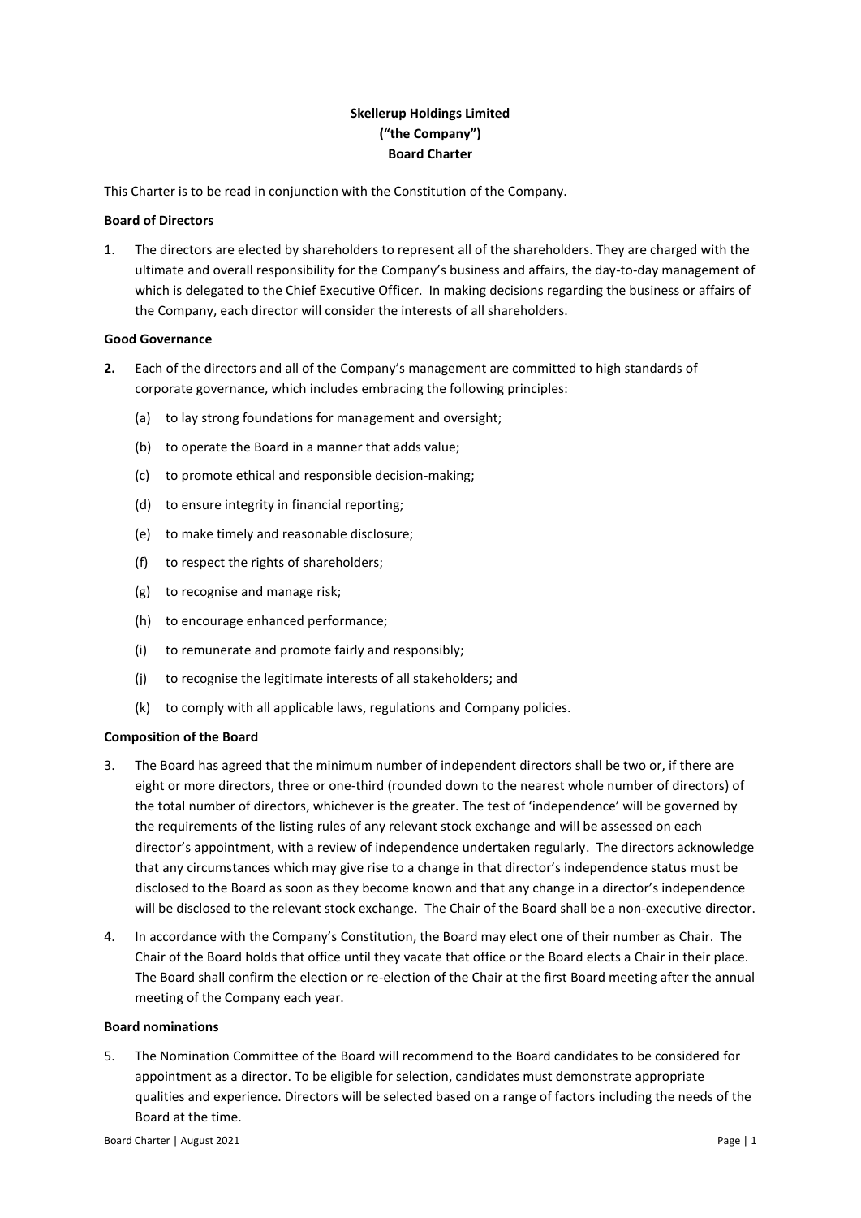**Skellerup Holdings Limited**
**("the Company")**
**Board Charter**

This Charter is to be read in conjunction with the Constitution of the Company.

**Board of Directors**

1. The directors are elected by shareholders to represent all of the shareholders. They are charged with the ultimate and overall responsibility for the Company's business and affairs, the day-to-day management of which is delegated to the Chief Executive Officer. In making decisions regarding the business or affairs of the Company, each director will consider the interests of all shareholders.

**Good Governance**

2. Each of the directors and all of the Company's management are committed to high standards of corporate governance, which includes embracing the following principles:

   (a) to lay strong foundations for management and oversight;

   (b) to operate the Board in a manner that adds value;

   (c) to promote ethical and responsible decision-making;

   (d) to ensure integrity in financial reporting;

   (e) to make timely and reasonable disclosure;

   (f) to respect the rights of shareholders;

   (g) to recognise and manage risk;

   (h) to encourage enhanced performance;

   (i) to remunerate and promote fairly and responsibly;

   (j) to recognise the legitimate interests of all stakeholders; and

   (k) to comply with all applicable laws, regulations and Company policies.

**Composition of the Board**

3. The Board has agreed that the minimum number of independent directors shall be two or, if there are eight or more directors, three or one-third (rounded down to the nearest whole number of directors) of the total number of directors, whichever is the greater. The test of 'independence' will be governed by the requirements of the listing rules of any relevant stock exchange and will be assessed on each director's appointment, with a review of independence undertaken regularly. The directors acknowledge that any circumstances which may give rise to a change in that director's independence status must be disclosed to the Board as soon as they become known and that any change in a director's independence will be disclosed to the relevant stock exchange. The Chair of the Board shall be a non-executive director.

4. In accordance with the Company's Constitution, the Board may elect one of their number as Chair. The Chair of the Board holds that office until they vacate that office or the Board elects a Chair in their place. The Board shall confirm the election or re-election of the Chair at the first Board meeting after the annual meeting of the Company each year.

**Board nominations**

5. The Nomination Committee of the Board will recommend to the Board candidates to be considered for appointment as a director. To be eligible for selection, candidates must demonstrate appropriate qualities and experience. Directors will be selected based on a range of factors including the needs of the Board at the time.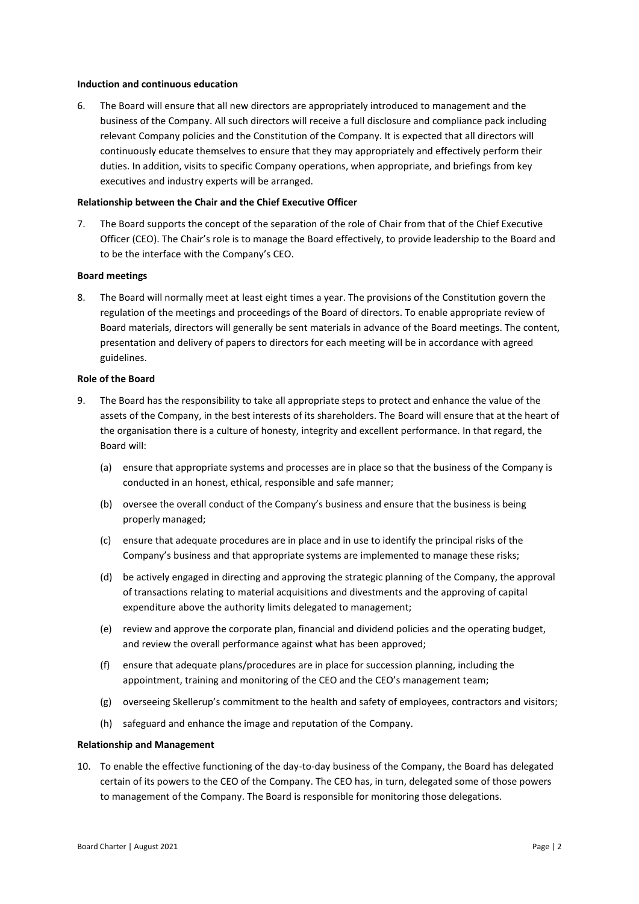**Induction and continuous education**

6. The Board will ensure that all new directors are appropriately introduced to management and the business of the Company. All such directors will receive a full disclosure and compliance pack including relevant Company policies and the Constitution of the Company. It is expected that all directors will continuously educate themselves to ensure that they may appropriately and effectively perform their duties. In addition, visits to specific Company operations, when appropriate, and briefings from key executives and industry experts will be arranged.

**Relationship between the Chair and the Chief Executive Officer**

7. The Board supports the concept of the separation of the role of Chair from that of the Chief Executive Officer (CEO). The Chair's role is to manage the Board effectively, to provide leadership to the Board and to be the interface with the Company's CEO.

**Board meetings**

8. The Board will normally meet at least eight times a year. The provisions of the Constitution govern the regulation of the meetings and proceedings of the Board of directors. To enable appropriate review of Board materials, directors will generally be sent materials in advance of the Board meetings. The content, presentation and delivery of papers to directors for each meeting will be in accordance with agreed guidelines.

**Role of the Board**

9. The Board has the responsibility to take all appropriate steps to protect and enhance the value of the assets of the Company, in the best interests of its shareholders. The Board will ensure that at the heart of the organisation there is a culture of honesty, integrity and excellent performance. In that regard, the Board will:

   (a) ensure that appropriate systems and processes are in place so that the business of the Company is conducted in an honest, ethical, responsible and safe manner;

   (b) oversee the overall conduct of the Company's business and ensure that the business is being properly managed;

   (c) ensure that adequate procedures are in place and in use to identify the principal risks of the Company's business and that appropriate systems are implemented to manage these risks;

   (d) be actively engaged in directing and approving the strategic planning of the Company, the approval of transactions relating to material acquisitions and divestments and the approving of capital expenditure above the authority limits delegated to management;

   (e) review and approve the corporate plan, financial and dividend policies and the operating budget, and review the overall performance against what has been approved;

   (f) ensure that adequate plans/procedures are in place for succession planning, including the appointment, training and monitoring of the CEO and the CEO's management team;

   (g) overseeing Skellerup's commitment to the health and safety of employees, contractors and visitors;

   (h) safeguard and enhance the image and reputation of the Company.

**Relationship and Management**

10. To enable the effective functioning of the day-to-day business of the Company, the Board has delegated certain of its powers to the CEO of the Company. The CEO has, in turn, delegated some of those powers to management of the Company. The Board is responsible for monitoring those delegations.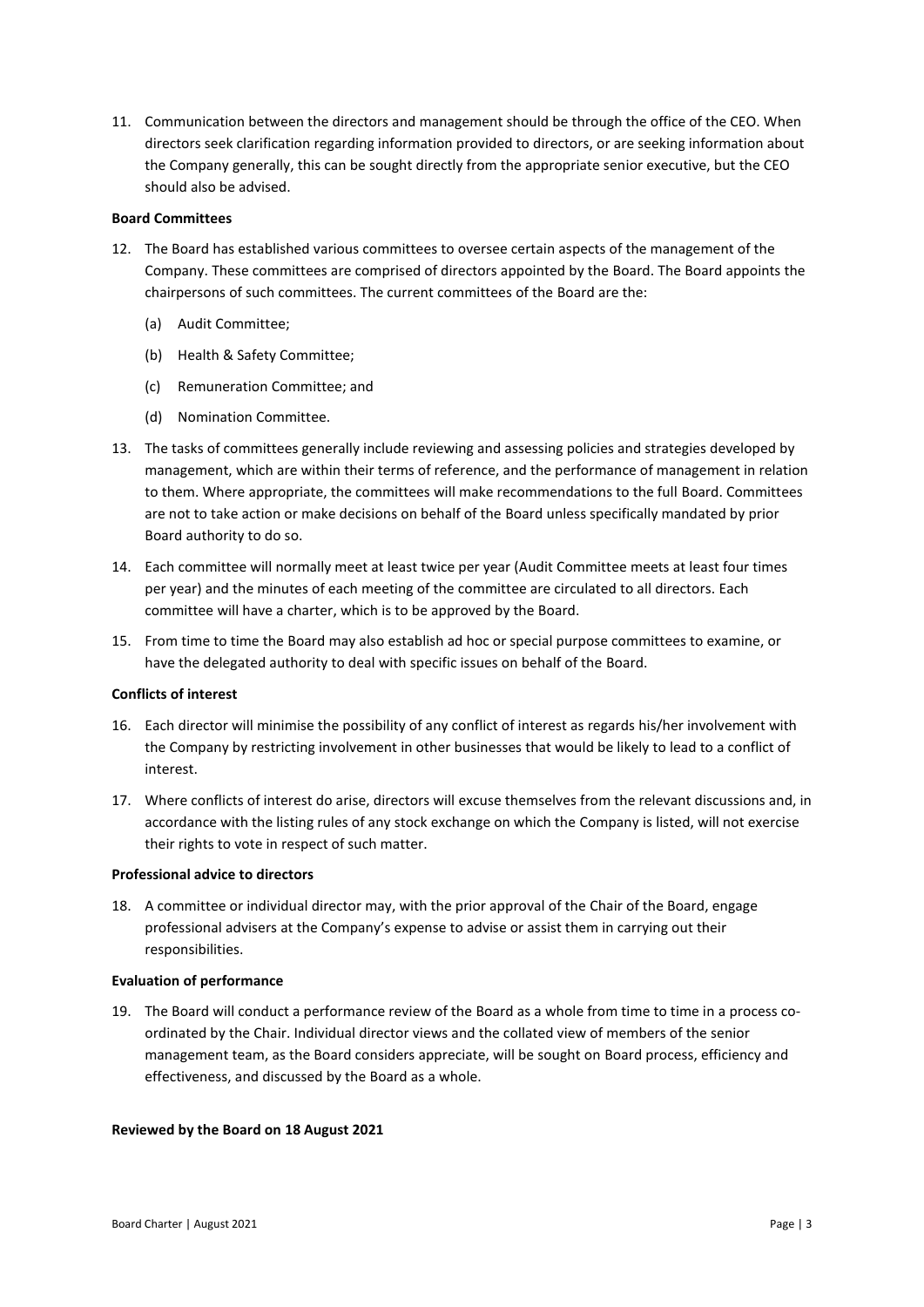11. Communication between the directors and management should be through the office of the CEO. When directors seek clarification regarding information provided to directors, or are seeking information about the Company generally, this can be sought directly from the appropriate senior executive, but the CEO should also be advised.

**Board Committees**

12. The Board has established various committees to oversee certain aspects of the management of the Company. These committees are comprised of directors appointed by the Board. The Board appoints the chairpersons of such committees. The current committees of the Board are the:
    (a) Audit Committee;
    (b) Health & Safety Committee;
    (c) Remuneration Committee; and
    (d) Nomination Committee.

13. The tasks of committees generally include reviewing and assessing policies and strategies developed by management, which are within their terms of reference, and the performance of management in relation to them. Where appropriate, the committees will make recommendations to the full Board. Committees are not to take action or make decisions on behalf of the Board unless specifically mandated by prior Board authority to do so.

14. Each committee will normally meet at least twice per year (Audit Committee meets at least four times per year) and the minutes of each meeting of the committee are circulated to all directors. Each committee will have a charter, which is to be approved by the Board.

15. From time to time the Board may also establish ad hoc or special purpose committees to examine, or have the delegated authority to deal with specific issues on behalf of the Board.

**Conflicts of interest**

16. Each director will minimise the possibility of any conflict of interest as regards his/her involvement with the Company by restricting involvement in other businesses that would be likely to lead to a conflict of interest.

17. Where conflicts of interest do arise, directors will excuse themselves from the relevant discussions and, in accordance with the listing rules of any stock exchange on which the Company is listed, will not exercise their rights to vote in respect of such matter.

**Professional advice to directors**

18. A committee or individual director may, with the prior approval of the Chair of the Board, engage professional advisers at the Company's expense to advise or assist them in carrying out their responsibilities.

**Evaluation of performance**

19. The Board will conduct a performance review of the Board as a whole from time to time in a process co-ordinated by the Chair. Individual director views and the collated view of members of the senior management team, as the Board considers appreciate, will be sought on Board process, efficiency and effectiveness, and discussed by the Board as a whole.

**Reviewed by the Board on 18 August 2021**